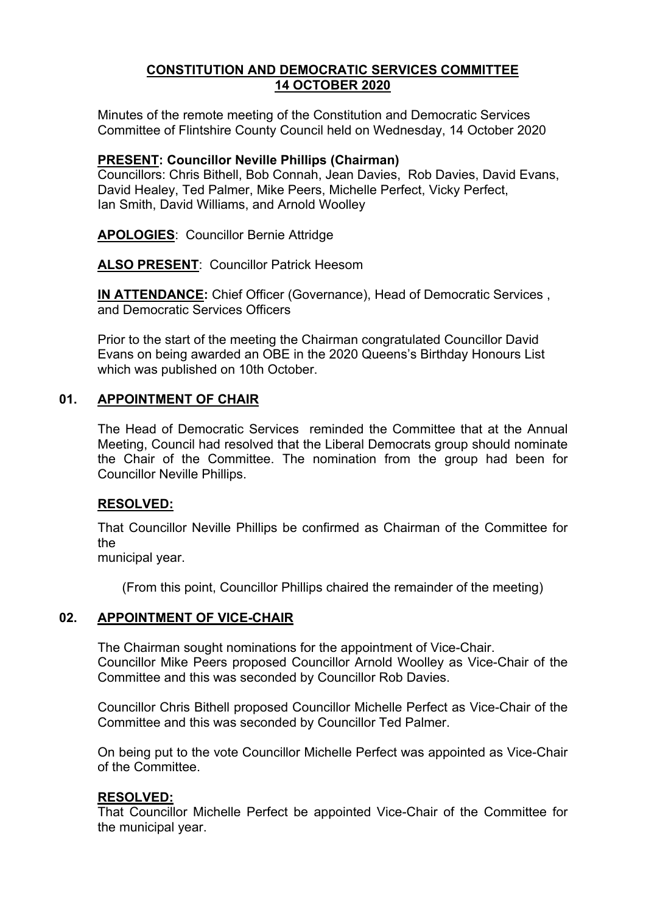# CONSTITUTION AND DEMOCRATIC SERVICES COMMITTEE
## 14 OCTOBER 2020

Minutes of the remote meeting of the Constitution and Democratic Services Committee of Flintshire County Council held on Wednesday, 14 October 2020

**PRESENT: Councillor Neville Phillips (Chairman)**
Councillors: Chris Bithell, Bob Connah, Jean Davies, Rob Davies, David Evans, David Healey, Ted Palmer, Mike Peers, Michelle Perfect, Vicky Perfect, Ian Smith, David Williams, and Arnold Woolley

**APOLOGIES**: Councillor Bernie Attridge

**ALSO PRESENT**: Councillor Patrick Heesom

**IN ATTENDANCE:** Chief Officer (Governance), Head of Democratic Services , and Democratic Services Officers

Prior to the start of the meeting the Chairman congratulated Councillor David Evans on being awarded an OBE in the 2020 Queens's Birthday Honours List which was published on 10th October.

## 01. APPOINTMENT OF CHAIR

The Head of Democratic Services reminded the Committee that at the Annual Meeting, Council had resolved that the Liberal Democrats group should nominate the Chair of the Committee. The nomination from the group had been for Councillor Neville Phillips.

**RESOLVED:**

That Councillor Neville Phillips be confirmed as Chairman of the Committee for the
municipal year.

(From this point, Councillor Phillips chaired the remainder of the meeting)

## 02. APPOINTMENT OF VICE-CHAIR

The Chairman sought nominations for the appointment of Vice-Chair.
Councillor Mike Peers proposed Councillor Arnold Woolley as Vice-Chair of the Committee and this was seconded by Councillor Rob Davies.

Councillor Chris Bithell proposed Councillor Michelle Perfect as Vice-Chair of the Committee and this was seconded by Councillor Ted Palmer.

On being put to the vote Councillor Michelle Perfect was appointed as Vice-Chair of the Committee.

**RESOLVED:**
That Councillor Michelle Perfect be appointed Vice-Chair of the Committee for the municipal year.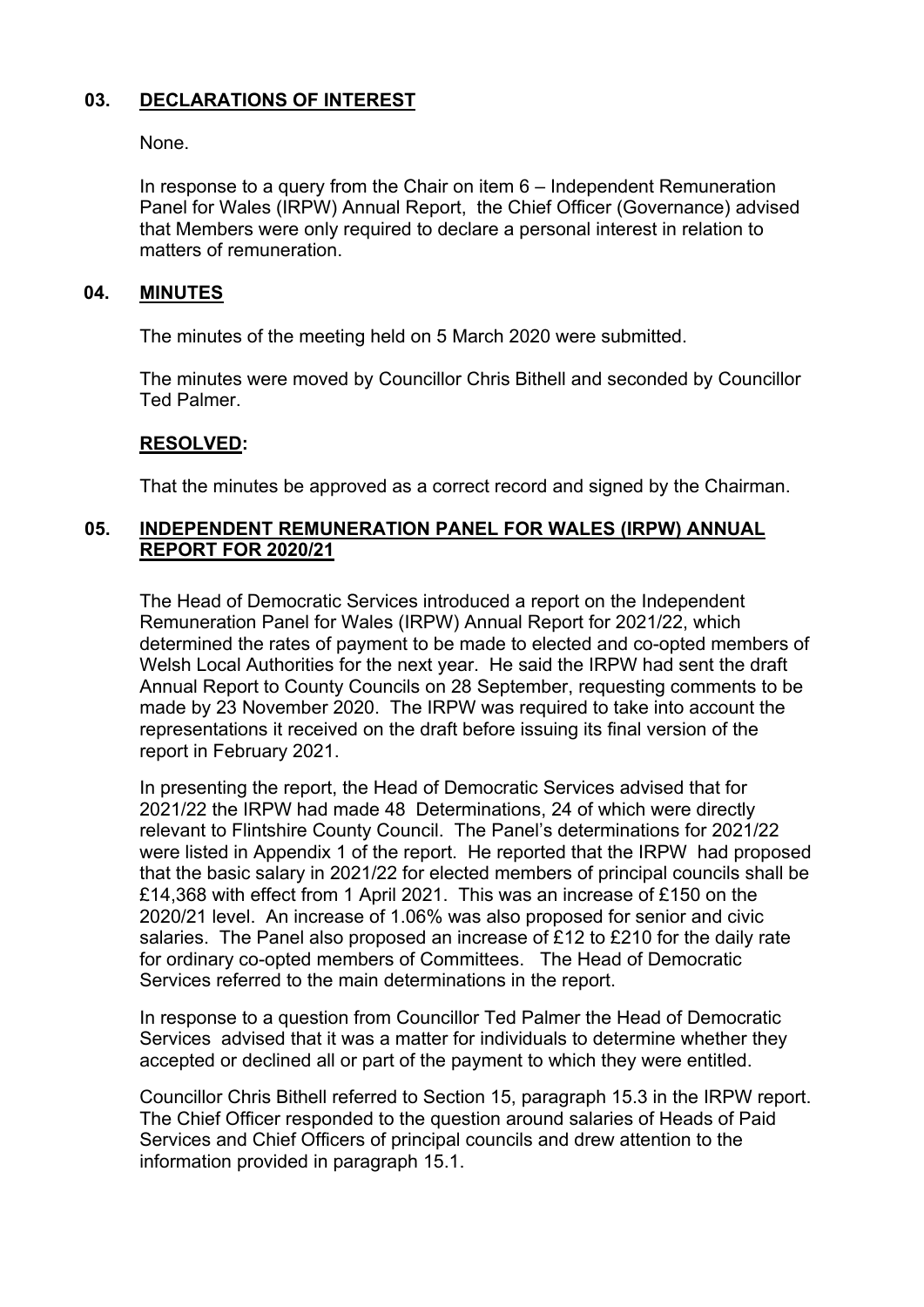## 03. DECLARATIONS OF INTEREST

None.

In response to a query from the Chair on item 6 – Independent Remuneration Panel for Wales (IRPW) Annual Report, the Chief Officer (Governance) advised that Members were only required to declare a personal interest in relation to matters of remuneration.

## 04. MINUTES

The minutes of the meeting held on 5 March 2020 were submitted.

The minutes were moved by Councillor Chris Bithell and seconded by Councillor Ted Palmer.

**RESOLVED:**

That the minutes be approved as a correct record and signed by the Chairman.

## 05. INDEPENDENT REMUNERATION PANEL FOR WALES (IRPW) ANNUAL REPORT FOR 2020/21

The Head of Democratic Services introduced a report on the Independent Remuneration Panel for Wales (IRPW) Annual Report for 2021/22, which determined the rates of payment to be made to elected and co-opted members of Welsh Local Authorities for the next year. He said the IRPW had sent the draft Annual Report to County Councils on 28 September, requesting comments to be made by 23 November 2020. The IRPW was required to take into account the representations it received on the draft before issuing its final version of the report in February 2021.

In presenting the report, the Head of Democratic Services advised that for 2021/22 the IRPW had made 48 Determinations, 24 of which were directly relevant to Flintshire County Council. The Panel's determinations for 2021/22 were listed in Appendix 1 of the report. He reported that the IRPW had proposed that the basic salary in 2021/22 for elected members of principal councils shall be £14,368 with effect from 1 April 2021. This was an increase of £150 on the 2020/21 level. An increase of 1.06% was also proposed for senior and civic salaries. The Panel also proposed an increase of £12 to £210 for the daily rate for ordinary co-opted members of Committees. The Head of Democratic Services referred to the main determinations in the report.

In response to a question from Councillor Ted Palmer the Head of Democratic Services advised that it was a matter for individuals to determine whether they accepted or declined all or part of the payment to which they were entitled.

Councillor Chris Bithell referred to Section 15, paragraph 15.3 in the IRPW report. The Chief Officer responded to the question around salaries of Heads of Paid Services and Chief Officers of principal councils and drew attention to the information provided in paragraph 15.1.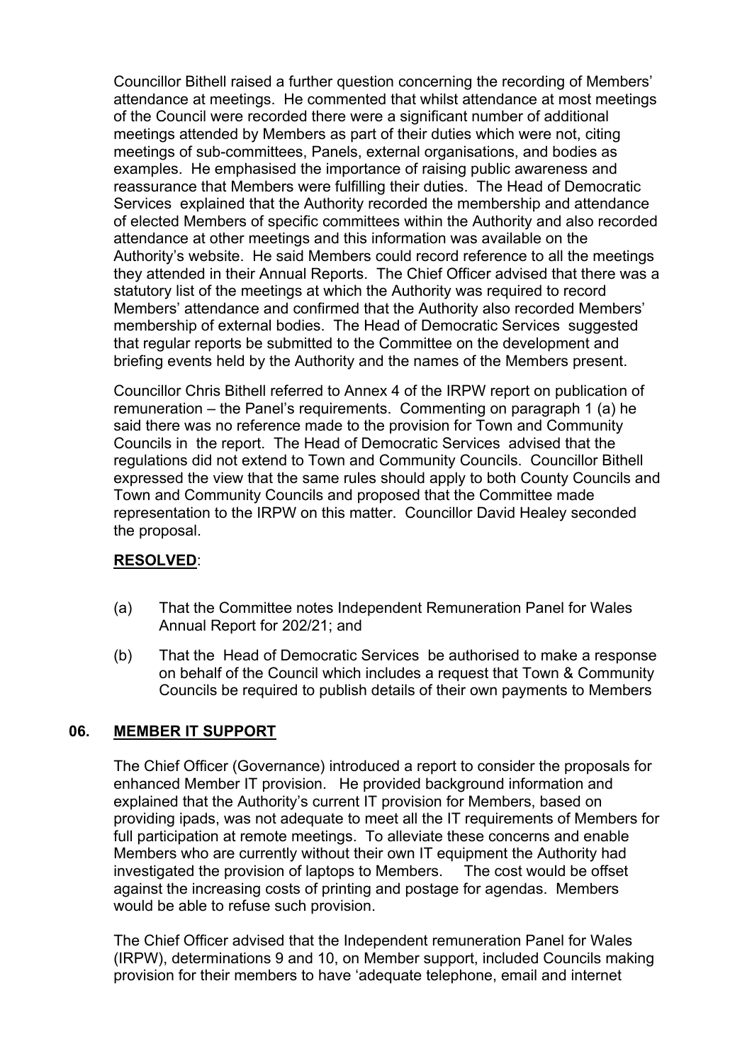Councillor Bithell raised a further question concerning the recording of Members' attendance at meetings. He commented that whilst attendance at most meetings of the Council were recorded there were a significant number of additional meetings attended by Members as part of their duties which were not, citing meetings of sub-committees, Panels, external organisations, and bodies as examples. He emphasised the importance of raising public awareness and reassurance that Members were fulfilling their duties. The Head of Democratic Services explained that the Authority recorded the membership and attendance of elected Members of specific committees within the Authority and also recorded attendance at other meetings and this information was available on the Authority's website. He said Members could record reference to all the meetings they attended in their Annual Reports. The Chief Officer advised that there was a statutory list of the meetings at which the Authority was required to record Members' attendance and confirmed that the Authority also recorded Members' membership of external bodies. The Head of Democratic Services suggested that regular reports be submitted to the Committee on the development and briefing events held by the Authority and the names of the Members present.

Councillor Chris Bithell referred to Annex 4 of the IRPW report on publication of remuneration – the Panel's requirements. Commenting on paragraph 1 (a) he said there was no reference made to the provision for Town and Community Councils in the report. The Head of Democratic Services advised that the regulations did not extend to Town and Community Councils. Councillor Bithell expressed the view that the same rules should apply to both County Councils and Town and Community Councils and proposed that the Committee made representation to the IRPW on this matter. Councillor David Healey seconded the proposal.

**RESOLVED**:

(a) That the Committee notes Independent Remuneration Panel for Wales Annual Report for 202/21; and

(b) That the Head of Democratic Services be authorised to make a response on behalf of the Council which includes a request that Town & Community Councils be required to publish details of their own payments to Members

## 06. MEMBER IT SUPPORT

The Chief Officer (Governance) introduced a report to consider the proposals for enhanced Member IT provision. He provided background information and explained that the Authority's current IT provision for Members, based on providing ipads, was not adequate to meet all the IT requirements of Members for full participation at remote meetings. To alleviate these concerns and enable Members who are currently without their own IT equipment the Authority had investigated the provision of laptops to Members. The cost would be offset against the increasing costs of printing and postage for agendas. Members would be able to refuse such provision.

The Chief Officer advised that the Independent remuneration Panel for Wales (IRPW), determinations 9 and 10, on Member support, included Councils making provision for their members to have 'adequate telephone, email and internet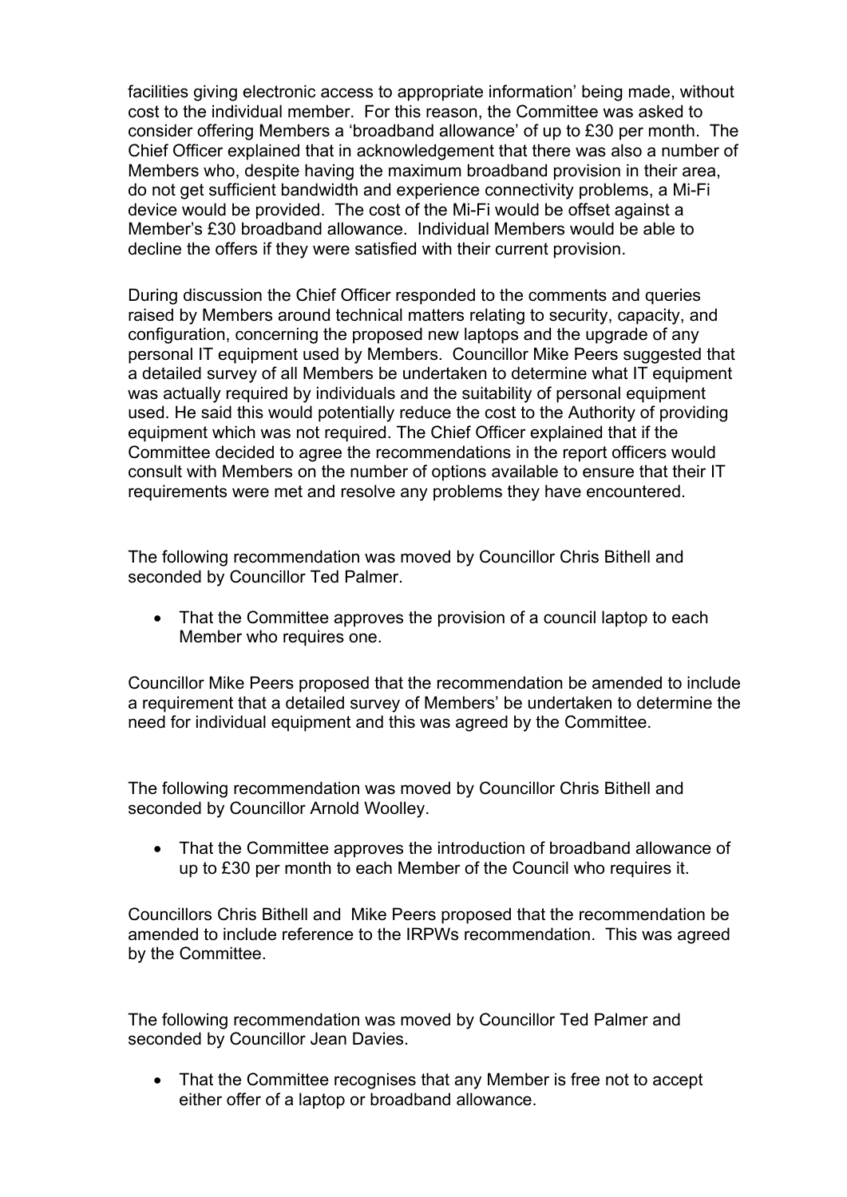facilities giving electronic access to appropriate information' being made, without cost to the individual member. For this reason, the Committee was asked to consider offering Members a 'broadband allowance' of up to £30 per month. The Chief Officer explained that in acknowledgement that there was also a number of Members who, despite having the maximum broadband provision in their area, do not get sufficient bandwidth and experience connectivity problems, a Mi-Fi device would be provided. The cost of the Mi-Fi would be offset against a Member's £30 broadband allowance. Individual Members would be able to decline the offers if they were satisfied with their current provision.

During discussion the Chief Officer responded to the comments and queries raised by Members around technical matters relating to security, capacity, and configuration, concerning the proposed new laptops and the upgrade of any personal IT equipment used by Members. Councillor Mike Peers suggested that a detailed survey of all Members be undertaken to determine what IT equipment was actually required by individuals and the suitability of personal equipment used. He said this would potentially reduce the cost to the Authority of providing equipment which was not required. The Chief Officer explained that if the Committee decided to agree the recommendations in the report officers would consult with Members on the number of options available to ensure that their IT requirements were met and resolve any problems they have encountered.

The following recommendation was moved by Councillor Chris Bithell and seconded by Councillor Ted Palmer.

- That the Committee approves the provision of a council laptop to each Member who requires one.

Councillor Mike Peers proposed that the recommendation be amended to include a requirement that a detailed survey of Members' be undertaken to determine the need for individual equipment and this was agreed by the Committee.

The following recommendation was moved by Councillor Chris Bithell and seconded by Councillor Arnold Woolley.

- That the Committee approves the introduction of broadband allowance of up to £30 per month to each Member of the Council who requires it.

Councillors Chris Bithell and Mike Peers proposed that the recommendation be amended to include reference to the IRPWs recommendation. This was agreed by the Committee.

The following recommendation was moved by Councillor Ted Palmer and seconded by Councillor Jean Davies.

- That the Committee recognises that any Member is free not to accept either offer of a laptop or broadband allowance.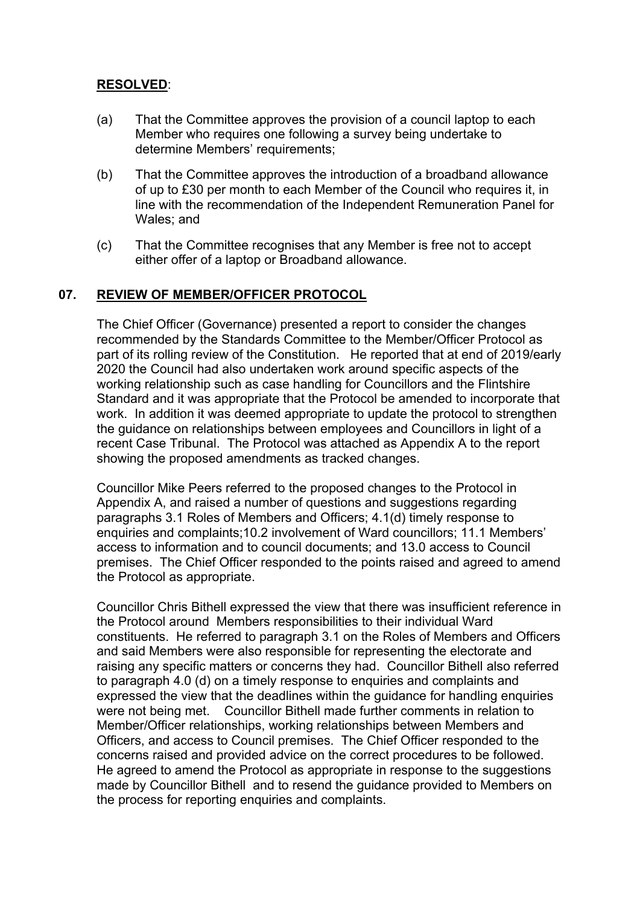**RESOLVED**:

(a) That the Committee approves the provision of a council laptop to each Member who requires one following a survey being undertake to determine Members' requirements;

(b) That the Committee approves the introduction of a broadband allowance of up to £30 per month to each Member of the Council who requires it, in line with the recommendation of the Independent Remuneration Panel for Wales; and

(c) That the Committee recognises that any Member is free not to accept either offer of a laptop or Broadband allowance.

## 07. REVIEW OF MEMBER/OFFICER PROTOCOL

The Chief Officer (Governance) presented a report to consider the changes recommended by the Standards Committee to the Member/Officer Protocol as part of its rolling review of the Constitution. He reported that at end of 2019/early 2020 the Council had also undertaken work around specific aspects of the working relationship such as case handling for Councillors and the Flintshire Standard and it was appropriate that the Protocol be amended to incorporate that work. In addition it was deemed appropriate to update the protocol to strengthen the guidance on relationships between employees and Councillors in light of a recent Case Tribunal. The Protocol was attached as Appendix A to the report showing the proposed amendments as tracked changes.

Councillor Mike Peers referred to the proposed changes to the Protocol in Appendix A, and raised a number of questions and suggestions regarding paragraphs 3.1 Roles of Members and Officers; 4.1(d) timely response to enquiries and complaints;10.2 involvement of Ward councillors; 11.1 Members' access to information and to council documents; and 13.0 access to Council premises. The Chief Officer responded to the points raised and agreed to amend the Protocol as appropriate.

Councillor Chris Bithell expressed the view that there was insufficient reference in the Protocol around Members responsibilities to their individual Ward constituents. He referred to paragraph 3.1 on the Roles of Members and Officers and said Members were also responsible for representing the electorate and raising any specific matters or concerns they had. Councillor Bithell also referred to paragraph 4.0 (d) on a timely response to enquiries and complaints and expressed the view that the deadlines within the guidance for handling enquiries were not being met. Councillor Bithell made further comments in relation to Member/Officer relationships, working relationships between Members and Officers, and access to Council premises. The Chief Officer responded to the concerns raised and provided advice on the correct procedures to be followed. He agreed to amend the Protocol as appropriate in response to the suggestions made by Councillor Bithell and to resend the guidance provided to Members on the process for reporting enquiries and complaints.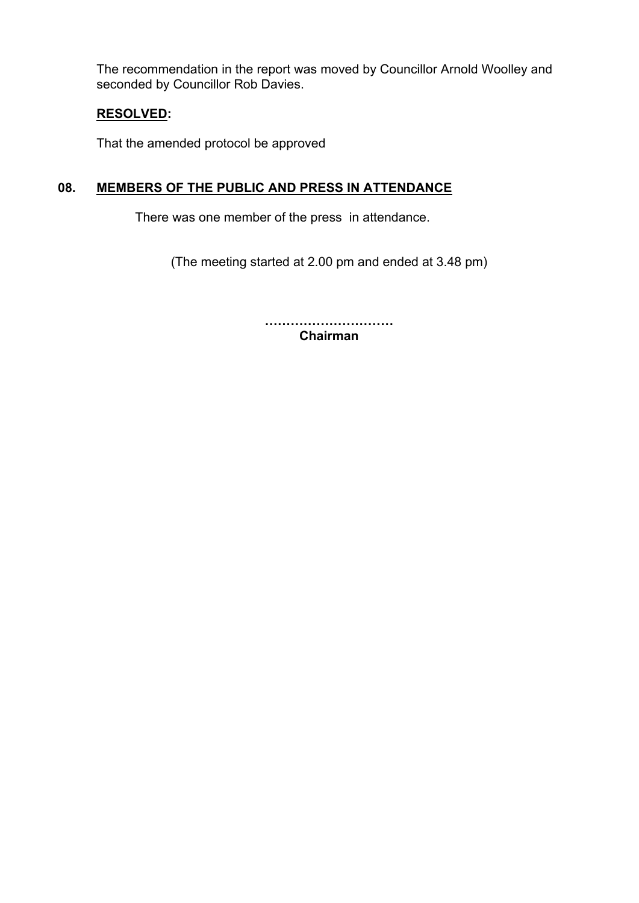The recommendation in the report was moved by Councillor Arnold Woolley and seconded by Councillor Rob Davies.

**RESOLVED:**

That the amended protocol be approved

## 08. MEMBERS OF THE PUBLIC AND PRESS IN ATTENDANCE

There was one member of the press in attendance.

(The meeting started at 2.00 pm and ended at 3.48 pm)

…………………………
**Chairman**